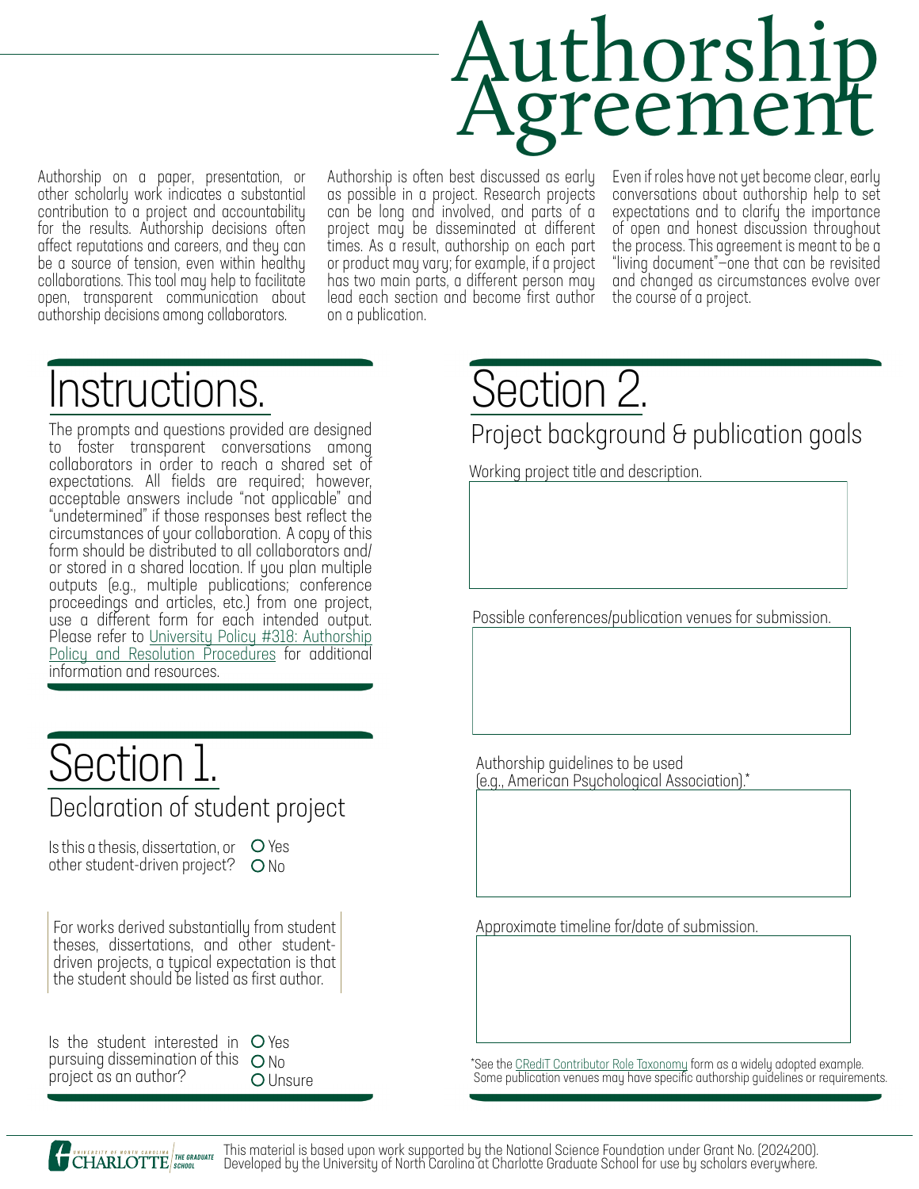# Authorship Agreement

Authorship on a paper, presentation, or other scholarly work indicates a substantial contribution to a project and accountability for the results. Authorship decisions often affect reputations and careers, and they can be a source of tension, even within healthy collaborations. This tool may help to facilitate open, transparent communication about authorship decisions among collaborators.

Authorship is often best discussed as early as possible in a project. Research projects can be long and involved, and parts of a project may be disseminated at different times. As a result, authorship on each part or product may vary; for example, if a project has two main parts, a different person may lead each section and become first author on a publication.

Even if roles have not yet become clear, early conversations about authorship help to set expectations and to clarify the importance of open and honest discussion throughout the process. This agreement is meant to be a "living document"—one that can be revisited and changed as circumstances evolve over the course of a project.

## Instructions.

The prompts and questions provided are designed to foster transparent conversations among collaborators in order to reach a shared set of expectations. All fields are required; however, acceptable answers include "not applicable" and "undetermined" if those responses best reflect the circumstances of your collaboration. A copy of this form should be distributed to all collaborators and/or stored in a shared location. If you plan multiple outputs (e.g., multiple publications; conference proceedings and articles, etc.) from one project, use a different form for each intended output. Please refer to University Policy #318: Authorship Policy and Resolution Procedures for additional information and resources.

## Section 1.

### Declaration of student project

Is this a thesis, dissertation, or other student-driven project?

- ○ Yes
- ○ No

For works derived substantially from student theses, dissertations, and other student-driven projects, a typical expectation is that the student should be listed as first author.

Is the student interested in pursuing dissemination of this project as an author?

- ○ Yes
- ○ No
- ○ Unsure

## Section 2.

### Project background & publication goals

Working project title and description.

Possible conferences/publication venues for submission.

Authorship guidelines to be used (e.g., American Psychological Association).*

Approximate timeline for/date of submission.

*See the CRediT Contributor Role Taxonomy form as a widely adopted example. Some publication venues may have specific authorship guidelines or requirements.

This material is based upon work supported by the National Science Foundation under Grant No. (2024200). Developed by the University of North Carolina at Charlotte Graduate School for use by scholars everywhere.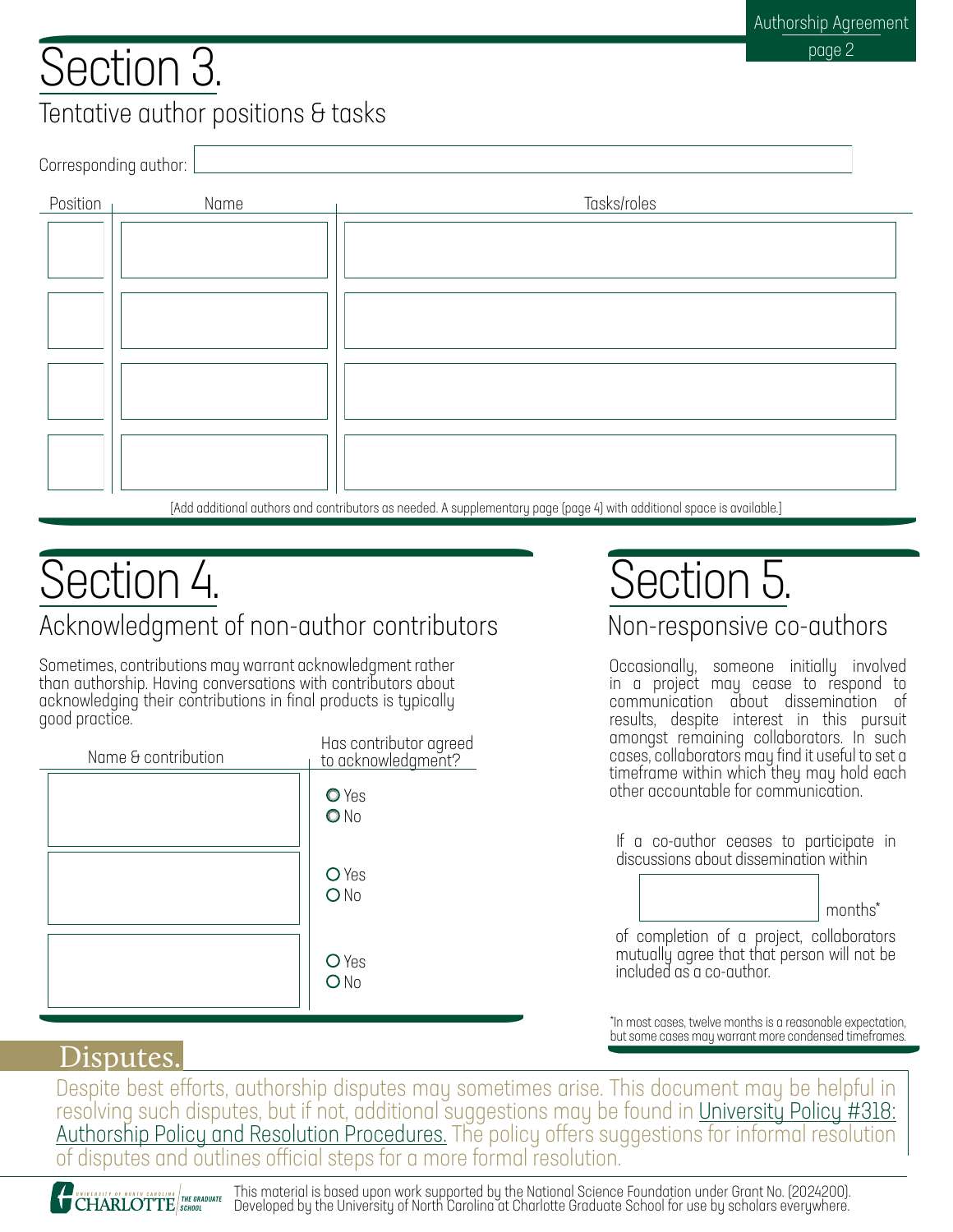# Section 3.

## Tentative author positions & tasks

Corresponding author:

| Position | Name | Tasks/roles |
|---|---|---|
| | | |
| | | |
| | | |
| | | |

[Add additional authors and contributors as needed. A supplementary page (page 4) with additional space is available.]

# Section 4.

## Acknowledgment of non-author contributors

Sometimes, contributions may warrant acknowledgment rather than authorship. Having conversations with contributors about acknowledging their contributions in final products is typically good practice.

| Name & contribution | Has contributor agreed to acknowledgment? |
|---|---|
| | ○ Yes ○ No |
| | ○ Yes ○ No |
| | ○ Yes ○ No |

# Section 5.

## Non-responsive co-authors

Occasionally, someone initially involved in a project may cease to respond to communication about dissemination of results, despite interest in this pursuit amongst remaining collaborators. In such cases, collaborators may find it useful to set a timeframe within which they may hold each other accountable for communication.

If a co-author ceases to participate in discussions about dissemination within ____ months* of completion of a project, collaborators mutually agree that that person will not be included as a co-author.

*In most cases, twelve months is a reasonable expectation, but some cases may warrant more condensed timeframes.

## Disputes.

Despite best efforts, authorship disputes may sometimes arise. This document may be helpful in resolving such disputes, but if not, additional suggestions may be found in University Policy #318: Authorship Policy and Resolution Procedures. The policy offers suggestions for informal resolution of disputes and outlines official steps for a more formal resolution.

This material is based upon work supported by the National Science Foundation under Grant No. (2024200). Developed by the University of North Carolina at Charlotte Graduate School for use by scholars everywhere.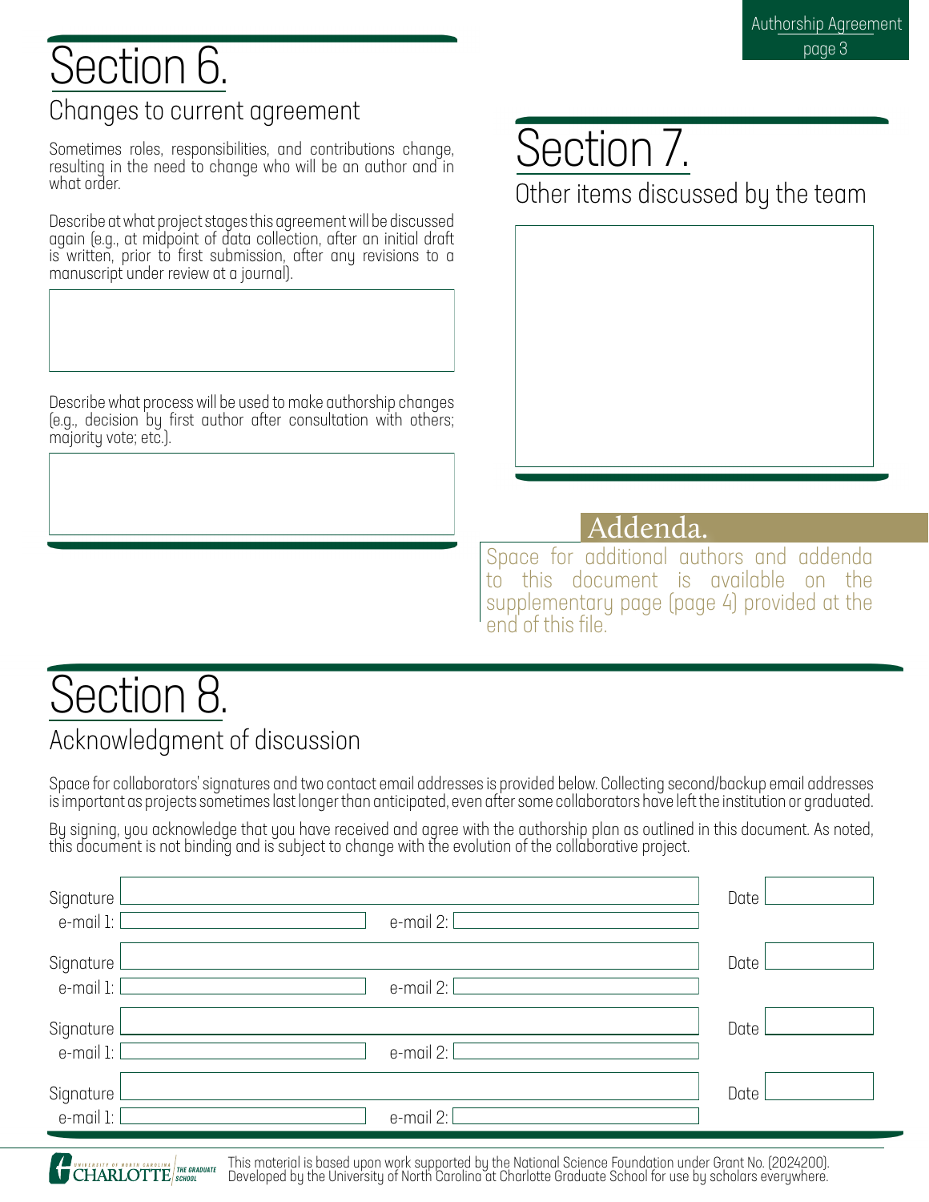# Section 6.

## Changes to current agreement

Sometimes roles, responsibilities, and contributions change, resulting in the need to change who will be an author and in what order.

Describe at what project stages this agreement will be discussed again (e.g., at midpoint of data collection, after an initial draft is written, prior to first submission, after any revisions to a manuscript under review at a journal).

Describe what process will be used to make authorship changes (e.g., decision by first author after consultation with others; majority vote; etc.).

# Section 7.

## Other items discussed by the team

## Addenda.

Space for additional authors and addenda to this document is available on the supplementary page (page 4) provided at the end of this file.

# Section 8.

## Acknowledgment of discussion

Space for collaborators' signatures and two contact email addresses is provided below. Collecting second/backup email addresses is important as projects sometimes last longer than anticipated, even after some collaborators have left the institution or graduated.

By signing, you acknowledge that you have received and agree with the authorship plan as outlined in this document. As noted, this document is not binding and is subject to change with the evolution of the collaborative project.

Signature ______________________ Date ________
e-mail 1: ________ e-mail 2: ________

Signature ______________________ Date ________
e-mail 1: ________ e-mail 2: ________

Signature ______________________ Date ________
e-mail 1: ________ e-mail 2: ________

Signature ______________________ Date ________
e-mail 1: ________ e-mail 2: ________

UNIVERSITY OF NORTH CAROLINA CHARLOTTE | THE GRADUATE SCHOOL

This material is based upon work supported by the National Science Foundation under Grant No. (2024200). Developed by the University of North Carolina at Charlotte Graduate School for use by scholars everywhere.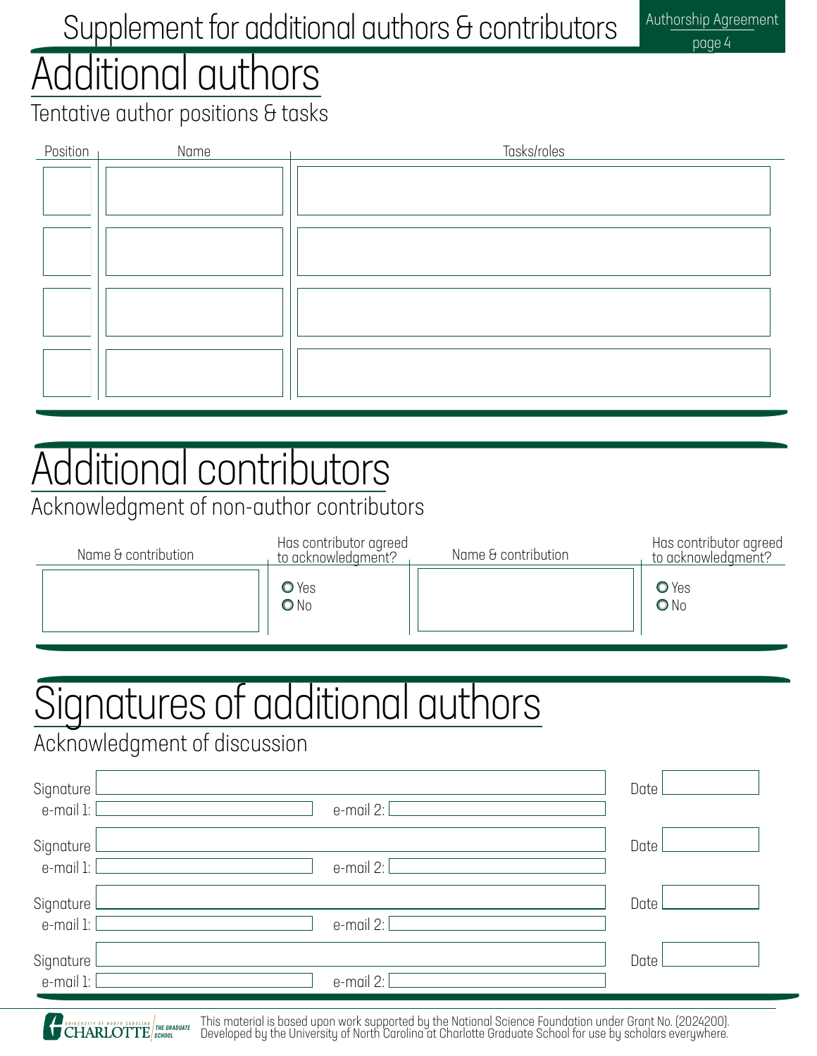# Supplement for additional authors & contributors

## Additional authors

Tentative author positions & tasks

| Position | Name | Tasks/roles |
| --- | --- | --- |
| | | |
| | | |
| | | |
| | | |

## Additional contributors

Acknowledgment of non-author contributors

| Name & contribution | Has contributor agreed to acknowledgment? | Name & contribution | Has contributor agreed to acknowledgment? |
| --- | --- | --- | --- |
| | ○ Yes ○ No | | ○ Yes ○ No |

## Signatures of additional authors

Acknowledgment of discussion

Signature ______________________ Date ________
e-mail 1: ________________ e-mail 2: ________________

Signature ______________________ Date ________
e-mail 1: ________________ e-mail 2: ________________

Signature ______________________ Date ________
e-mail 1: ________________ e-mail 2: ________________

Signature ______________________ Date ________
e-mail 1: ________________ e-mail 2: ________________

This material is based upon work supported by the National Science Foundation under Grant No. (2024200).
Developed by the University of North Carolina at Charlotte Graduate School for use by scholars everywhere.